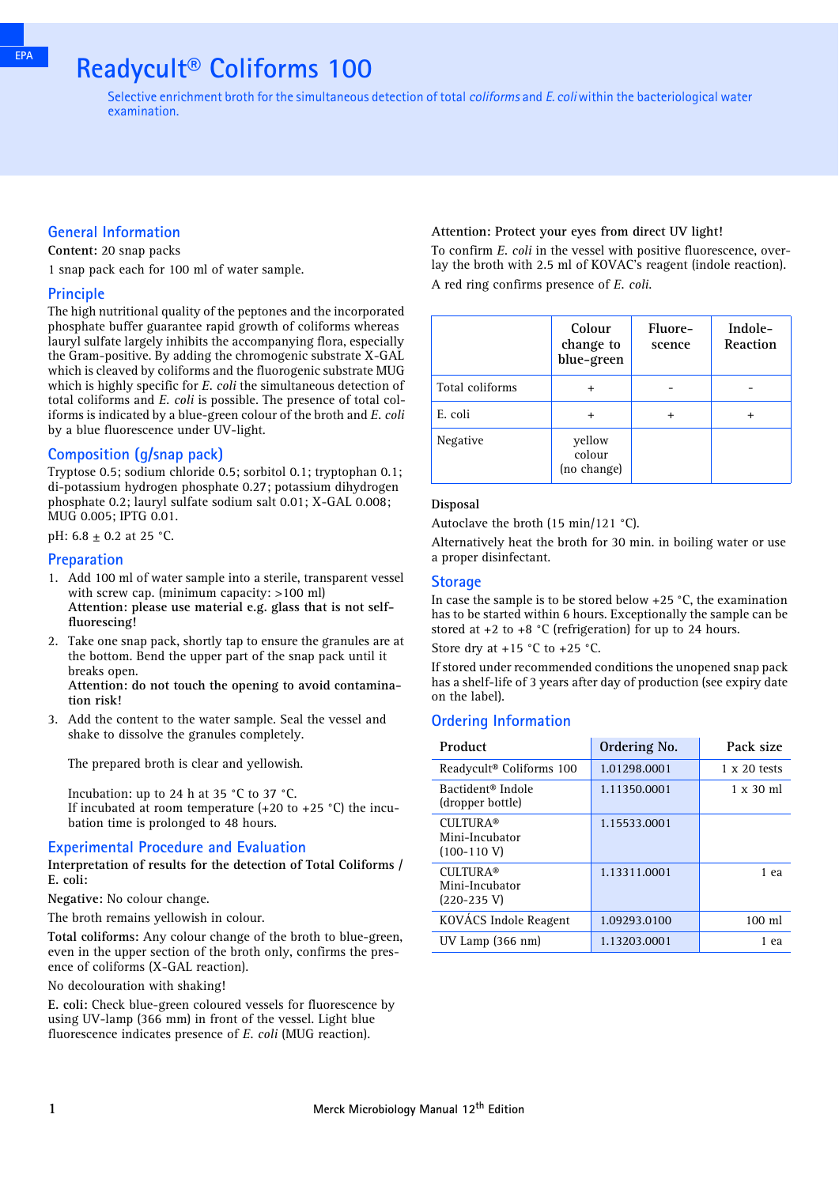EPA

# Readycult® Coliforms 100

Selective enrichment broth for the simultaneous detection of total *coliforms* and *E. coli* within the bacteriological water examination.

## General Information

**Content:** 20 snap packs

1 snap pack each for 100 ml of water sample.

## Principle

The high nutritional quality of the peptones and the incorporated phosphate buffer guarantee rapid growth of coliforms whereas lauryl sulfate largely inhibits the accompanying flora, especially the Gram-positive. By adding the chromogenic substrate X-GAL which is cleaved by coliforms and the fluorogenic substrate MUG which is highly specific for *E. coli* the simultaneous detection of total coliforms and *E. coli* is possible. The presence of total coliforms is indicated by a blue-green colour of the broth and *E. coli* by a blue fluorescence under UV-light.

## Composition (g/snap pack)

Tryptose 0.5; sodium chloride 0.5; sorbitol 0.1; tryptophan 0.1; di-potassium hydrogen phosphate 0.27; potassium dihydrogen phosphate 0.2; lauryl sulfate sodium salt 0.01; X-GAL 0.008; MUG 0.005; IPTG 0.01.

pH: 6.8 ± 0.2 at 25 °C.

## Preparation

1. Add 100 ml of water sample into a sterile, transparent vessel with screw cap. (minimum capacity: >100 ml)
   **Attention: please use material e.g. glass that is not self-fluorescing!**
2. Take one snap pack, shortly tap to ensure the granules are at the bottom. Bend the upper part of the snap pack until it breaks open.
   **Attention: do not touch the opening to avoid contamination risk!**
3. Add the content to the water sample. Seal the vessel and shake to dissolve the granules completely.

   The prepared broth is clear and yellowish.

   Incubation: up to 24 h at 35 °C to 37 °C.
   If incubated at room temperature (+20 to +25 °C) the incubation time is prolonged to 48 hours.

## Experimental Procedure and Evaluation

**Interpretation of results for the detection of Total Coliforms / E. coli:**

**Negative:** No colour change.

The broth remains yellowish in colour.

**Total coliforms:** Any colour change of the broth to blue-green, even in the upper section of the broth only, confirms the presence of coliforms (X-GAL reaction).

No decolouration with shaking!

**E. coli:** Check blue-green coloured vessels for fluorescence by using UV-lamp (366 mm) in front of the vessel. Light blue fluorescence indicates presence of *E. coli* (MUG reaction).

**Attention: Protect your eyes from direct UV light!**

To confirm *E. coli* in the vessel with positive fluorescence, overlay the broth with 2.5 ml of KOVAC's reagent (indole reaction).

A red ring confirms presence of *E. coli.*

| | Colour change to blue-green | Fluorescence | Indole-Reaction |
|---|---|---|---|
| Total coliforms | + | - | - |
| E. coli | + | + | + |
| Negative | yellow colour (no change) | | |

**Disposal**

Autoclave the broth (15 min/121 °C).

Alternatively heat the broth for 30 min. in boiling water or use a proper disinfectant.

## Storage

In case the sample is to be stored below +25 °C, the examination has to be started within 6 hours. Exceptionally the sample can be stored at +2 to +8 °C (refrigeration) for up to 24 hours.

Store dry at +15 °C to +25 °C.

If stored under recommended conditions the unopened snap pack has a shelf-life of 3 years after day of production (see expiry date on the label).

## Ordering Information

| Product | Ordering No. | Pack size |
|---|---|---|
| Readycult® Coliforms 100 | 1.01298.0001 | 1 x 20 tests |
| Bactident® Indole (dropper bottle) | 1.11350.0001 | 1 x 30 ml |
| CULTURA® Mini-Incubator (100-110 V) | 1.15533.0001 | |
| CULTURA® Mini-Incubator (220-235 V) | 1.13311.0001 | 1 ea |
| KOVÁCS Indole Reagent | 1.09293.0100 | 100 ml |
| UV Lamp (366 nm) | 1.13203.0001 | 1 ea |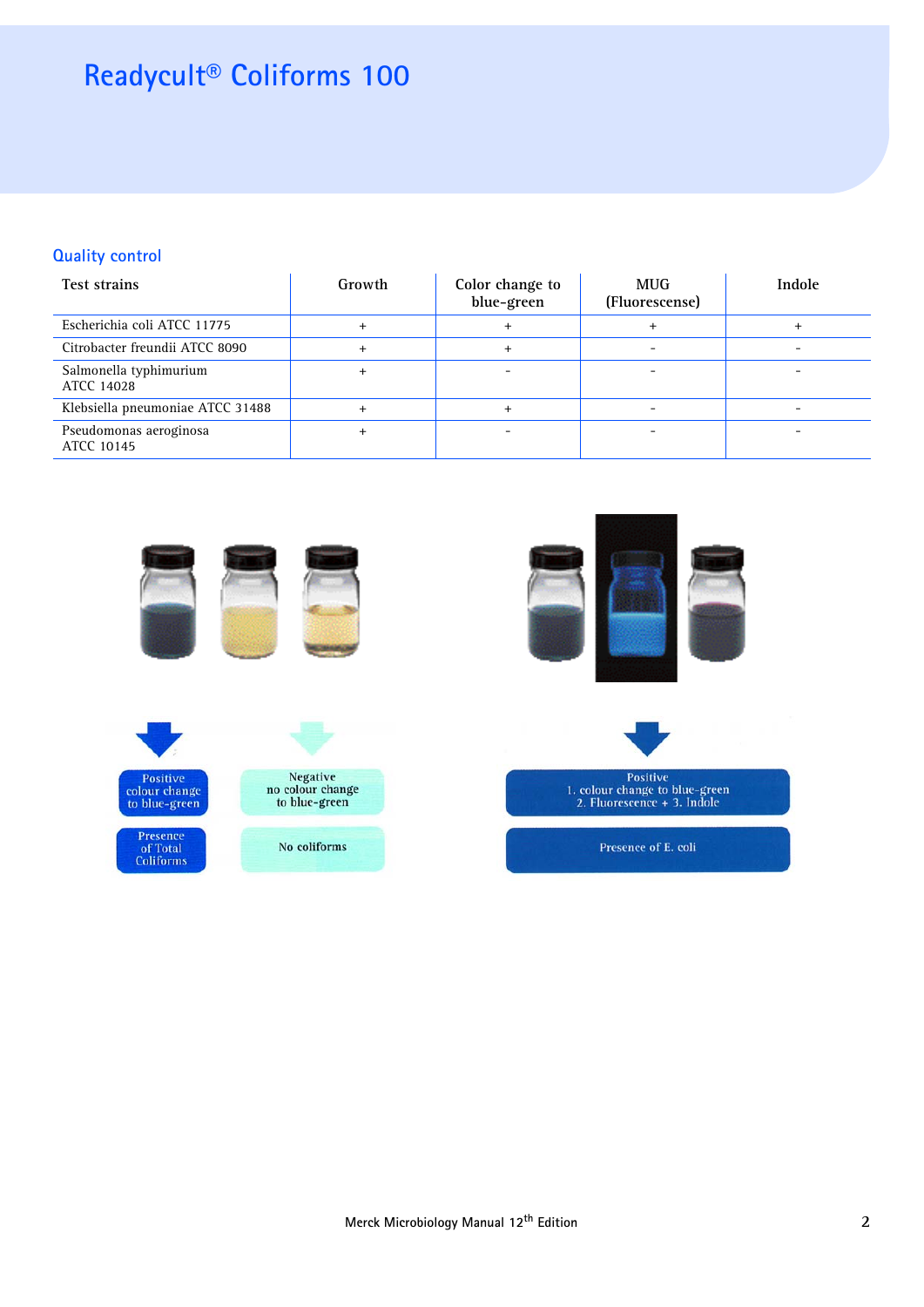# Readycult® Coliforms 100

## Quality control

| Test strains | Growth | Color change to blue-green | MUG (Fluorescense) | Indole |
|---|---|---|---|---|
| Escherichia coli ATCC 11775 | + | + | + | + |
| Citrobacter freundii ATCC 8090 | + | + | - | - |
| Salmonella typhimurium ATCC 14028 | + | - | - | - |
| Klebsiella pneumoniae ATCC 31488 | + | + | - | - |
| Pseudomonas aeroginosa ATCC 10145 | + | - | - | - |

Positive colour change to blue-green

Presence of Total Coliforms

Negative no colour change to blue-green

No coliforms

Positive
1. colour change to blue-green
2. Fluorescence + 3. Indole

Presence of E. coli